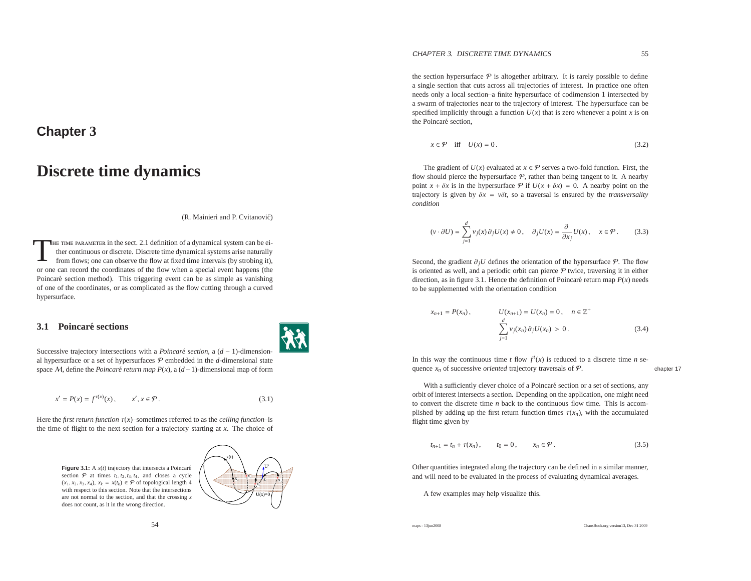# Chapter 3

# Discrete time dynamics

(R. Mainieri and P. Cvitanović)

THE TIME PARAMETER in the sect. 2.1 definition of a dynamical system can be either continuous or discrete. Discrete time dynamical systems arise naturally from flows; one can observe the flow at fixed time intervals (by strobing it), or one can record the coordinates of the flow when a special event happens (the Poincaré section method). This triggering event can be as simple as vanishing of one of the coordinates, or as complicated as the flow cutting through a curved hypersurface.

## 3.1 Poincaré sections

Successive trajectory intersections with a *Poincaré section*, a $(d-1)$-dimensional hypersurface or a set of hypersurfaces $\mathcal{P}$ embedded in the $d$-dimensional state space $\mathcal{M}$, define the *Poincaré return map* $P(x)$, a $(d-1)$-dimensional map of form

$$x' = P(x) = f^{\tau(x)}(x), \qquad x', x \in \mathcal{P}. \tag{3.1}$$

Here the *first return function* $\tau(x)$–sometimes referred to as the *ceiling function*–is the time of flight to the next section for a trajectory starting at $x$. The choice of the section hypersurface $\mathcal{P}$ is altogether arbitrary. It is rarely possible to define a single section that cuts across all trajectories of interest. In practice one often needs only a local section–a finite hypersurface of codimension 1 intersected by a swarm of trajectories near to the trajectory of interest. The hypersurface can be specified implicitly through a function $U(x)$ that is zero whenever a point $x$ is on the Poincaré section,

**Figure 3.1:** A $x(t)$ trajectory that intersects a Poincaré section $\mathcal{P}$ at times $t_1, t_2, t_3, t_4$, and closes a cycle $(x_1, x_2, x_3, x_4)$, $x_k = x(t_k) \in \mathcal{P}$ of topological length 4 with respect to this section. Note that the intersections are not normal to the section, and that the crossing $z$ does not count, as it in the wrong direction.

$$x \in \mathcal{P} \quad \text{iff} \quad U(x) = 0. \tag{3.2}$$

The gradient of $U(x)$ evaluated at $x \in \mathcal{P}$ serves a two-fold function. First, the flow should pierce the hypersurface $\mathcal{P}$, rather than being tangent to it. A nearby point $x + \delta x$ is in the hypersurface $\mathcal{P}$ if $U(x + \delta x) = 0$. A nearby point on the trajectory is given by $\delta x = v\delta t$, so a traversal is ensured by the *transversality condition*

$$(v \cdot \partial U) = \sum_{j=1}^{d} v_j(x)\, \partial_j U(x) \neq 0, \quad \partial_j U(x) = \frac{\partial}{\partial x_j} U(x), \quad x \in \mathcal{P}. \tag{3.3}$$

Second, the gradient $\partial_j U$ defines the orientation of the hypersurface $\mathcal{P}$. The flow is oriented as well, and a periodic orbit can pierce $\mathcal{P}$ twice, traversing it in either direction, as in figure 3.1. Hence the definition of Poincaré return map $P(x)$ needs to be supplemented with the orientation condition

$$x_{n+1} = P(x_n), \qquad U(x_{n+1}) = U(x_n) = 0, \quad n \in \mathbb{Z}^+$$
$$\sum_{j=1}^{d} v_j(x_n)\, \partial_j U(x_n) > 0. \tag{3.4}$$

In this way the continuous time $t$ flow $f^t(x)$ is reduced to a discrete time $n$ sequence $x_n$ of successive *oriented* trajectory traversals of $\mathcal{P}$.

chapter 17

With a sufficiently clever choice of a Poincaré section or a set of sections, any orbit of interest intersects a section. Depending on the application, one might need to convert the discrete time $n$ back to the continuous flow time. This is accomplished by adding up the first return function times $\tau(x_n)$, with the accumulated flight time given by

$$t_{n+1} = t_n + \tau(x_n), \qquad t_0 = 0, \qquad x_n \in \mathcal{P}. \tag{3.5}$$

Other quantities integrated along the trajectory can be defined in a similar manner, and will need to be evaluated in the process of evaluating dynamical averages.

A few examples may help visualize this.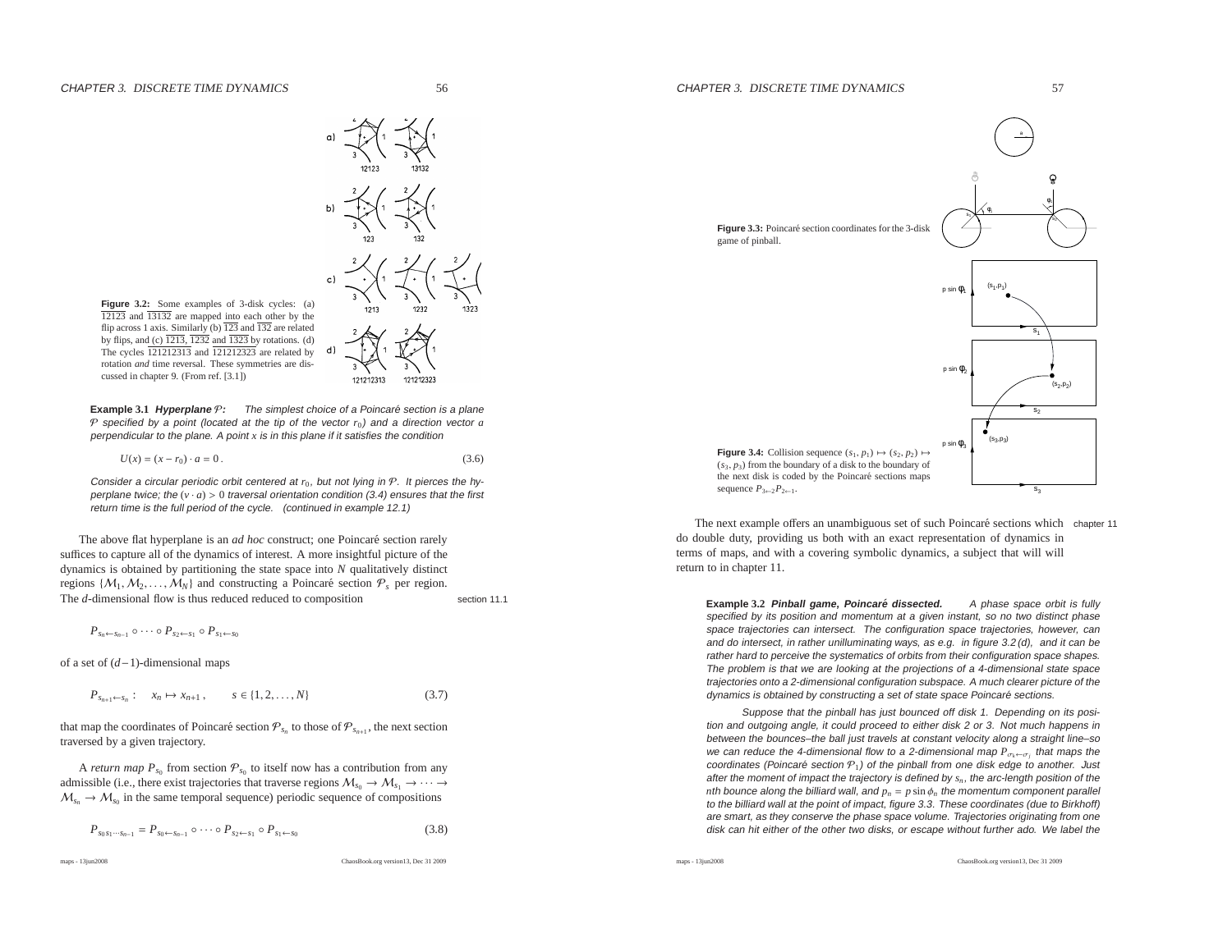**Figure 3.2:** Some examples of 3-disk cycles: (a) $\overline{12123}$ and $\overline{13132}$ are mapped into each other by the flip across 1 axis. Similarly (b) $\overline{123}$ and $\overline{132}$ are related by flips, and (c) $\overline{1213}$, $\overline{1232}$ and $\overline{1323}$ by rotations. (d) The cycles $\overline{121212313}$ and $\overline{121212323}$ are related by rotation *and* time reversal. These symmetries are discussed in chapter 9. (From ref. [3.1])

**Example 3.1** ***Hyperplane*** $\mathcal{P}$***:*** *The simplest choice of a Poincaré section is a plane* $\mathcal{P}$ *specified by a point (located at the tip of the vector* $r_0$*) and a direction vector* $a$ *perpendicular to the plane. A point* $x$ *is in this plane if it satisfies the condition*

$$U(x) = (x - r_0) \cdot a = 0 \,. \tag{3.6}$$

*Consider a circular periodic orbit centered at* $r_0$*, but not lying in* $\mathcal{P}$*. It pierces the hyperplane twice; the* $(v \cdot a) > 0$ *traversal orientation condition (3.4) ensures that the first return time is the full period of the cycle.* *(continued in example 12.1)*

The above flat hyperplane is an *ad hoc* construct; one Poincaré section rarely suffices to capture all of the dynamics of interest. A more insightful picture of the dynamics is obtained by partitioning the state space into $N$ qualitatively distinct regions $\{\mathcal{M}_1, \mathcal{M}_2, \ldots, \mathcal{M}_N\}$ and constructing a Poincaré section $\mathcal{P}_s$ per region. The $d$-dimensional flow is thus reduced reduced to composition

section 11.1

$$P_{s_n \leftarrow s_{n-1}} \circ \cdots \circ P_{s_2 \leftarrow s_1} \circ P_{s_1 \leftarrow s_0}$$

of a set of $(d-1)$-dimensional maps

$$P_{s_{n+1} \leftarrow s_n} : \quad x_n \mapsto x_{n+1} \,, \qquad s \in \{1, 2, \ldots, N\} \tag{3.7}$$

that map the coordinates of Poincaré section $\mathcal{P}_{s_n}$ to those of $\mathcal{P}_{s_{n+1}}$, the next section traversed by a given trajectory.

A *return map* $P_{s_0}$ from section $\mathcal{P}_{s_0}$ to itself now has a contribution from any admissible (i.e., there exist trajectories that traverse regions $\mathcal{M}_{s_0} \to \mathcal{M}_{s_1} \to \cdots \to \mathcal{M}_{s_n} \to \mathcal{M}_{s_0}$ in the same temporal sequence) periodic sequence of compositions

$$P_{s_0 s_1 \cdots s_{n-1}} = P_{s_0 \leftarrow s_{n-1}} \circ \cdots \circ P_{s_2 \leftarrow s_1} \circ P_{s_1 \leftarrow s_0} \tag{3.8}$$

**Figure 3.3:** Poincaré section coordinates for the 3-disk game of pinball.

**Figure 3.4:** Collision sequence $(s_1, p_1) \mapsto (s_2, p_2) \mapsto (s_3, p_3)$ from the boundary of a disk to the boundary of the next disk is coded by the Poincaré sections maps sequence $P_{3 \leftarrow 2} P_{2 \leftarrow 1}$.

The next example offers an unambiguous set of such Poincaré sections which do double duty, providing us both with an exact representation of dynamics in terms of maps, and with a covering symbolic dynamics, a subject that will will return to in chapter 11.

chapter 11

**Example 3.2** ***Pinball game, Poincaré dissected.*** *A phase space orbit is fully specified by its position and momentum at a given instant, so no two distinct phase space trajectories can intersect. The configuration space trajectories, however, can and do intersect, in rather unilluminating ways, as e.g. in figure 3.2 (d), and it can be rather hard to perceive the systematics of orbits from their configuration space shapes. The problem is that we are looking at the projections of a 4-dimensional state space trajectories onto a 2-dimensional configuration subspace. A much clearer picture of the dynamics is obtained by constructing a set of state space Poincaré sections.*

*Suppose that the pinball has just bounced off disk 1. Depending on its position and outgoing angle, it could proceed to either disk 2 or 3. Not much happens in between the bounces–the ball just travels at constant velocity along a straight line–so we can reduce the 4-dimensional flow to a 2-dimensional map* $P_{\sigma_k \leftarrow \sigma_j}$ *that maps the coordinates (Poincaré section* $\mathcal{P}_1$*) of the pinball from one disk edge to another. Just after the moment of impact the trajectory is defined by* $s_n$*, the arc-length position of the* $n$*th bounce along the billiard wall, and* $p_n = p \sin \phi_n$ *the momentum component parallel to the billiard wall at the point of impact, figure 3.3. These coordinates (due to Birkhoff) are smart, as they conserve the phase space volume. Trajectories originating from one disk can hit either of the other two disks, or escape without further ado. We label the*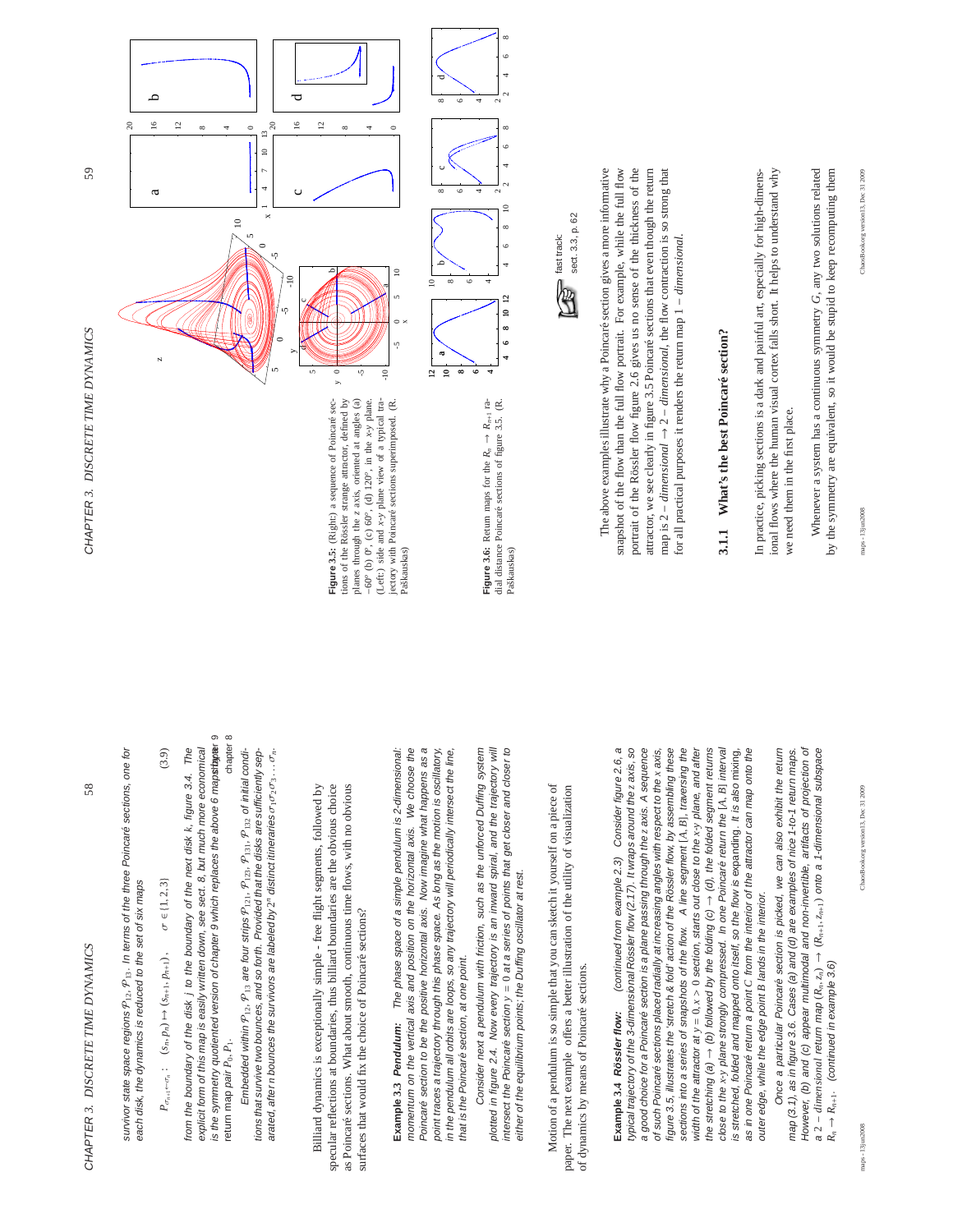survivor state space regions $\mathcal{P}_{12}, \mathcal{P}_{13}$. In terms of the three Poincaré sections, one for each disk, the dynamics is reduced to the set of six maps

$$P_{\sigma_{n+1}\leftarrow\sigma_n} : \quad (s_n, p_n) \mapsto (s_{n+1}, p_{n+1}), \qquad \sigma \in \{1,2,3\} \tag{3.9}$$

from the boundary of the disk $j$ to the boundary of the next disk $k$, figure 3.4. The explicit form of this map is easily written down, see sect. 8, but much more economical is the symmetry quotiented version of chapter 9 which replaces the above 6 maps by a return map pair $P_0, P_1$.

Embedded within $\mathcal{P}_{12}, \mathcal{P}_{13}$ are four strips $\mathcal{P}_{121}, \mathcal{P}_{123}, \mathcal{P}_{131}, \mathcal{P}_{132}$ of initial conditions that survive two bounces, and so forth. Provided that the disks are sufficiently separated, after $n$ bounces the survivors are labeled by $2^n$ distinct itineraries $\sigma_1\sigma_2\sigma_3\ldots\sigma_n$.

Billiard dynamics is exceptionally simple - free flight segments, followed by specular reflections at boundaries, thus billiard boundaries are the obvious choice as Poincaré sections. What about smooth, continuous time flows, with no obvious surfaces that would fix the choice of Poincaré sections?

**Example 3.3 Pendulum:** *The phase space of a simple pendulum is 2-dimensional: momentum on the vertical axis and position on the horizontal axis. We choose the Poincaré section to be the positive horizontal axis. Now imagine what happens as a point traces a trajectory through this phase space. As long as the motion is oscillatory, in the pendulum all orbits are loops, so any trajectory will periodically intersect the line, that is the Poincaré section, at one point.*

*Consider next a pendulum with friction, such as the unforced Duffing system plotted in figure 2.4. Now every trajectory is an inward spiral, and the trajectory will intersect the Poincaré section $y = 0$ at a series of points that get closer and closer to either of the equilibrium points; the Duffing oscillator at rest.*

Motion of a pendulum is so simple that you can sketch it yourself on a piece of paper. The next example offers a better illustration of the utility of visualization of dynamics by means of Poincaré sections.

**Example 3.4 Rössler flow:** *(continued from example 2.3) Consider figure 2.6, a typical trajectory of the 3-dimensional Rössler flow (2.17). It wraps around the z axis, so a good choice for a Poincaré section is a plane passing through the z axis. A sequence of such Poincaré sections placed radially at increasing angles with respect to the x axis, figure 3.5, illustrates the 'stretch & fold' action of the Rössler flow, by assembling these sections into a series of snapshots of the flow. A line segment [A, B], traversing the width of the attractor at $y = 0, x > 0$ section, starts out close to the x-y plane, and after the stretching (a) → (b) followed by the folding (c) → (d), the folded segment returns close to the x-y plane strongly compressed. In one Poincaré return the [A, B] interval is stretched, folded and mapped onto itself, so the flow is expanding. It is also mixing, as in one Poincaré return a point C from the interior of the attractor can map onto the outer edge, while the edge point B lands in the interior.*

*Once a particular Poincaré section is picked, we can also exhibit the return map (3.1), as in figure 3.6. Cases (a) and (d) are examples of nice 1-to-1 return maps. However, (b) and (c) appear multimodal and non-invertible, artifacts of projection of a 2-dimensional return map $(R_n, z_n) \to (R_{n+1}, z_{n+1})$ onto a 1-dimensional subspace $R_n \to R_{n+1}$. (continued in example 3.6)*

**Figure 3.5:** (Right:) a sequence of Poincaré sections of the Rössler strange attractor, defined by planes through the z axis, oriented at angles (a) −60° (b) 0°, (c) 60°, (d) 120°, in the x-y plane. (Left:) side and x-y plane view of a typical trajectory with Poincaré sections superimposed. (R. Paškauskas)

**Figure 3.6:** Return maps for the $R_n \to R_{n+1}$ radial distance Poincaré sections of figure 3.5. (R. Paškauskas)

fast track: sect. 3.3, p. 62

The above examples illustrate why a Poincaré section gives a more informative snapshot of the flow than the full flow portrait. For example, while the full flow portrait of the Rössler flow figure 2.6 gives us no sense of the thickness of the attractor, we see clearly in figure 3.5 Poincaré sections that even though the return map is 2 − *dimensional* → 2 − *dimensional*, the flow contraction is so strong that for all practical purposes it renders the return map 1 − *dimensional*.

### 3.1.1 What's the best Poincaré section?

In practice, picking sections is a dark and painful art, especially for high-dimensional flows where the human visual cortex falls short. It helps to understand why we need them in the first place.

Whenever a system has a continuous symmetry $G$, any two solutions related by the symmetry are equivalent, so it would be stupid to keep recomputing them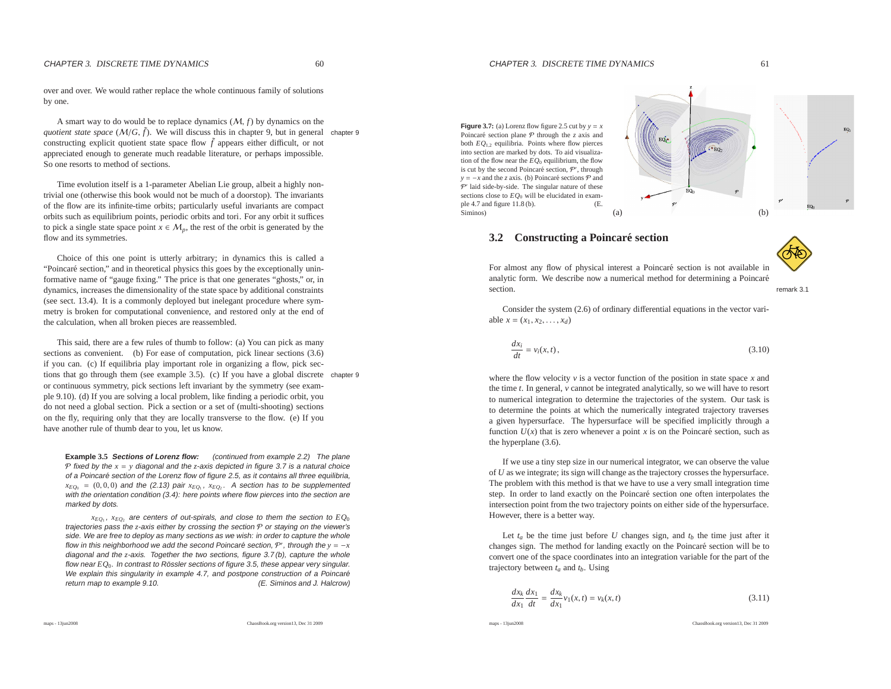over and over. We would rather replace the whole continuous family of solutions by one.

A smart way to do would be to replace dynamics $(\mathcal{M}, f)$ by dynamics on the *quotient state space* $(\mathcal{M}/G, \tilde{f})$. We will discuss this in chapter 9, but in general constructing explicit quotient state space flow $\tilde{f}$ appears either difficult, or not appreciated enough to generate much readable literature, or perhaps impossible. So one resorts to method of sections.

chapter 9

Time evolution itself is a 1-parameter Abelian Lie group, albeit a highly nontrivial one (otherwise this book would not be much of a doorstop). The invariants of the flow are its infinite-time orbits; particularly useful invariants are compact orbits such as equilibrium points, periodic orbits and tori. For any orbit it suffices to pick a single state space point $x \in \mathcal{M}_p$, the rest of the orbit is generated by the flow and its symmetries.

Choice of this one point is utterly arbitrary; in dynamics this is called a "Poincaré section," and in theoretical physics this goes by the exceptionally uninformative name of "gauge fixing." The price is that one generates "ghosts," or, in dynamics, increases the dimensionality of the state space by additional constraints (see sect. 13.4). It is a commonly deployed but inelegant procedure where symmetry is broken for computational convenience, and restored only at the end of the calculation, when all broken pieces are reassembled.

This said, there are a few rules of thumb to follow: (a) You can pick as many sections as convenient. (b) For ease of computation, pick linear sections (3.6) if you can. (c) If equilibria play important role in organizing a flow, pick sections that go through them (see example 3.5). (c) If you have a global discrete or continuous symmetry, pick sections left invariant by the symmetry (see example 9.10). (d) If you are solving a local problem, like finding a periodic orbit, you do not need a global section. Pick a section or a set of (multi-shooting) sections on the fly, requiring only that they are locally transverse to the flow. (e) If you have another rule of thumb dear to you, let us know.

chapter 9

**Example 3.5** ***Sections of Lorenz flow:*** *(continued from example 2.2) The plane $\mathcal{P}$ fixed by the $x = y$ diagonal and the $z$-axis depicted in figure 3.7 is a natural choice of a Poincaré section of the Lorenz flow of figure 2.5, as it contains all three equilibria, $x_{EQ_0} = (0, 0, 0)$ and the (2.13) pair $x_{EQ_1}$, $x_{EQ_2}$. A section has to be supplemented with the orientation condition (3.4): here points where flow pierces* into *the section are marked by dots.*

*$x_{EQ_1}$, $x_{EQ_2}$ are centers of out-spirals, and close to them the section to $EQ_0$ trajectories pass the $z$-axis either by crossing the section $\mathcal{P}$ or staying on the viewer's side. We are free to deploy as many sections as we wish: in order to capture the whole flow in this neighborhood we add the second Poincaré section, $\mathcal{P}'$, through the $y = -x$ diagonal and the $z$-axis. Together the two sections, figure 3.7 (b), capture the whole flow near $EQ_0$. In contrast to Rössler sections of figure 3.5, these appear very singular. We explain this singularity in example 4.7, and postpone construction of a Poincaré return map to example 9.10.* (E. Siminos and J. Halcrow)

**Figure 3.7:** (a) Lorenz flow figure 2.5 cut by $y = x$ Poincaré section plane $\mathcal{P}$ through the $z$ axis and both $EQ_{1,2}$ equilibria. Points where flow pierces into section are marked by dots. To aid visualization of the flow near the $EQ_0$ equilibrium, the flow is cut by the second Poincaré section, $\mathcal{P}'$, through $y = -x$ and the $z$ axis. (b) Poincaré sections $\mathcal{P}$ and $\mathcal{P}'$ laid side-by-side. The singular nature of these sections close to $EQ_0$ will be elucidated in example 4.7 and figure 11.8 (b). (E. Siminos)

## 3.2 Constructing a Poincaré section

For almost any flow of physical interest a Poincaré section is not available in analytic form. We describe now a numerical method for determining a Poincaré section.

remark 3.1

Consider the system (2.6) of ordinary differential equations in the vector variable $x = (x_1, x_2, \ldots, x_d)$

$$\frac{dx_i}{dt} = v_i(x, t), \tag{3.10}$$

where the flow velocity $v$ is a vector function of the position in state space $x$ and the time $t$. In general, $v$ cannot be integrated analytically, so we will have to resort to numerical integration to determine the trajectories of the system. Our task is to determine the points at which the numerically integrated trajectory traverses a given hypersurface. The hypersurface will be specified implicitly through a function $U(x)$ that is zero whenever a point $x$ is on the Poincaré section, such as the hyperplane (3.6).

If we use a tiny step size in our numerical integrator, we can observe the value of $U$ as we integrate; its sign will change as the trajectory crosses the hypersurface. The problem with this method is that we have to use a very small integration time step. In order to land exactly on the Poincaré section one often interpolates the intersection point from the two trajectory points on either side of the hypersurface. However, there is a better way.

Let $t_a$ be the time just before $U$ changes sign, and $t_b$ the time just after it changes sign. The method for landing exactly on the Poincaré section will be to convert one of the space coordinates into an integration variable for the part of the trajectory between $t_a$ and $t_b$. Using

$$\frac{dx_k}{dx_1}\frac{dx_1}{dt} = \frac{dx_k}{dx_1} v_1(x, t) = v_k(x, t) \tag{3.11}$$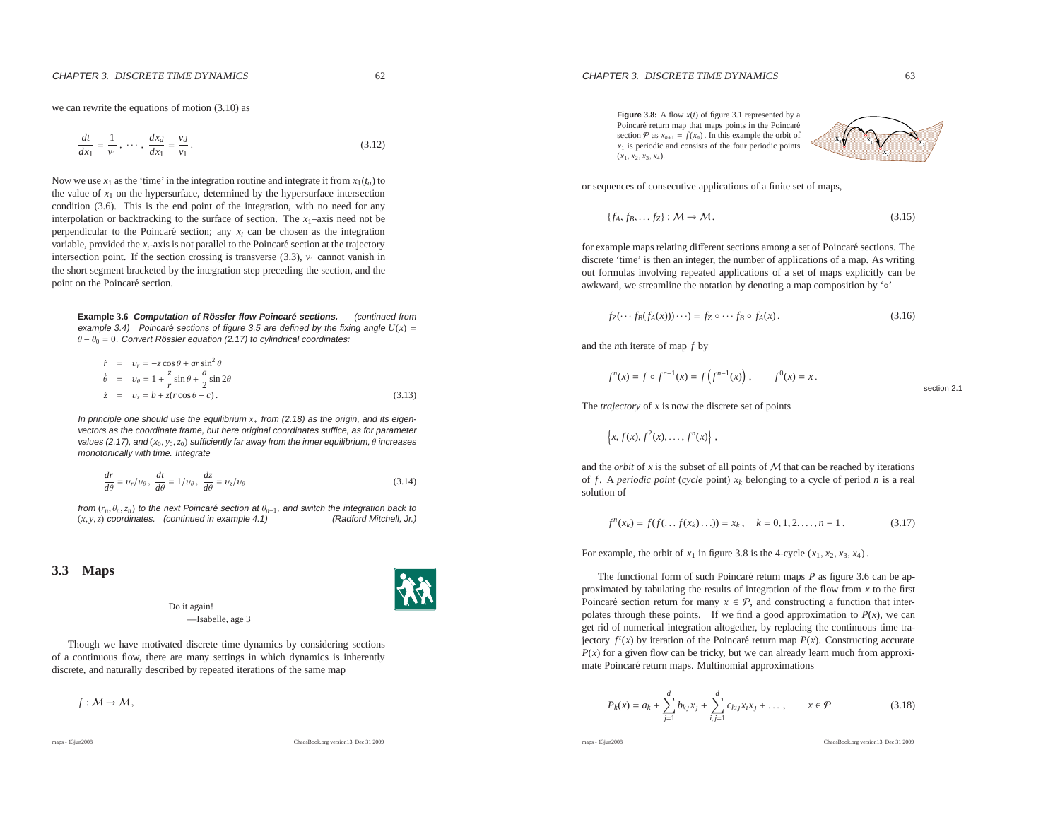we can rewrite the equations of motion (3.10) as

$$\frac{dt}{dx_1} = \frac{1}{v_1}, \cdots, \frac{dx_d}{dx_1} = \frac{v_d}{v_1}. \tag{3.12}$$

Now we use $x_1$ as the 'time' in the integration routine and integrate it from $x_1(t_a)$ to the value of $x_1$ on the hypersurface, determined by the hypersurface intersection condition (3.6). This is the end point of the integration, with no need for any interpolation or backtracking to the surface of section. The $x_1$–axis need not be perpendicular to the Poincaré section; any $x_i$ can be chosen as the integration variable, provided the $x_i$-axis is not parallel to the Poincaré section at the trajectory intersection point. If the section crossing is transverse (3.3), $v_1$ cannot vanish in the short segment bracketed by the integration step preceding the section, and the point on the Poincaré section.

**Example 3.6** ***Computation of Rössler flow Poincaré sections.*** *(continued from example 3.4) Poincaré sections of figure 3.5 are defined by the fixing angle* $U(x) = \theta - \theta_0 = 0$*. Convert Rössler equation (2.17) to cylindrical coordinates:*

$$\begin{aligned}
\dot{r} &= \upsilon_r = -z\cos\theta + ar\sin^2\theta \\
\dot{\theta} &= \upsilon_\theta = 1 + \frac{z}{r}\sin\theta + \frac{a}{2}\sin 2\theta \\
\dot{z} &= \upsilon_z = b + z(r\cos\theta - c).
\end{aligned} \tag{3.13}$$

*In principle one should use the equilibrium* $x_+$ *from (2.18) as the origin, and its eigenvectors as the coordinate frame, but here original coordinates suffice, as for parameter values (2.17), and* $(x_0, y_0, z_0)$ *sufficiently far away from the inner equilibrium,* $\theta$ *increases monotonically with time. Integrate*

$$\frac{dr}{d\theta} = \upsilon_r/\upsilon_\theta, \quad \frac{dt}{d\theta} = 1/\upsilon_\theta, \quad \frac{dz}{d\theta} = \upsilon_z/\upsilon_\theta \tag{3.14}$$

*from* $(r_n, \theta_n, z_n)$ *to the next Poincaré section at* $\theta_{n+1}$*, and switch the integration back to* $(x, y, z)$ *coordinates. (continued in example 4.1)* *(Radford Mitchell, Jr.)*

## 3.3 Maps

Do it again!
—Isabelle, age 3

Though we have motivated discrete time dynamics by considering sections of a continuous flow, there are many settings in which dynamics is inherently discrete, and naturally described by repeated iterations of the same map

$$f : \mathcal{M} \to \mathcal{M},$$

**Figure 3.8:** A flow $x(t)$ of figure 3.1 represented by a Poincaré return map that maps points in the Poincaré section $\mathcal{P}$ as $x_{n+1} = f(x_n)$. In this example the orbit of $x_1$ is periodic and consists of the four periodic points $(x_1, x_2, x_3, x_4)$.

or sequences of consecutive applications of a finite set of maps,

$$\{f_A, f_B, \ldots f_Z\} : \mathcal{M} \to \mathcal{M}, \tag{3.15}$$

for example maps relating different sections among a set of Poincaré sections. The discrete 'time' is then an integer, the number of applications of a map. As writing out formulas involving repeated applications of a set of maps explicitly can be awkward, we streamline the notation by denoting a map composition by '$\circ$'

$$f_Z(\cdots f_B(f_A(x)))\cdots) = f_Z \circ \cdots f_B \circ f_A(x), \tag{3.16}$$

and the $n$th iterate of map $f$ by

$$f^n(x) = f \circ f^{n-1}(x) = f\left(f^{n-1}(x)\right), \qquad f^0(x) = x.$$

section 2.1

The *trajectory* of $x$ is now the discrete set of points

$$\left\{x, f(x), f^2(x), \ldots, f^n(x)\right\},$$

and the *orbit* of $x$ is the subset of all points of $\mathcal{M}$ that can be reached by iterations of $f$. A *periodic point* (*cycle* point) $x_k$ belonging to a cycle of period $n$ is a real solution of

$$f^n(x_k) = f(f(\ldots f(x_k)\ldots)) = x_k, \quad k = 0, 1, 2, \ldots, n-1. \tag{3.17}$$

For example, the orbit of $x_1$ in figure 3.8 is the 4-cycle $(x_1, x_2, x_3, x_4)$.

The functional form of such Poincaré return maps $P$ as figure 3.6 can be approximated by tabulating the results of integration of the flow from $x$ to the first Poincaré section return for many $x \in \mathcal{P}$, and constructing a function that interpolates through these points. If we find a good approximation to $P(x)$, we can get rid of numerical integration altogether, by replacing the continuous time trajectory $f^t(x)$ by iteration of the Poincaré return map $P(x)$. Constructing accurate $P(x)$ for a given flow can be tricky, but we can already learn much from approximate Poincaré return maps. Multinomial approximations

$$P_k(x) = a_k + \sum_{j=1}^{d} b_{kj} x_j + \sum_{i,j=1}^{d} c_{kij} x_i x_j + \ldots, \qquad x \in \mathcal{P} \tag{3.18}$$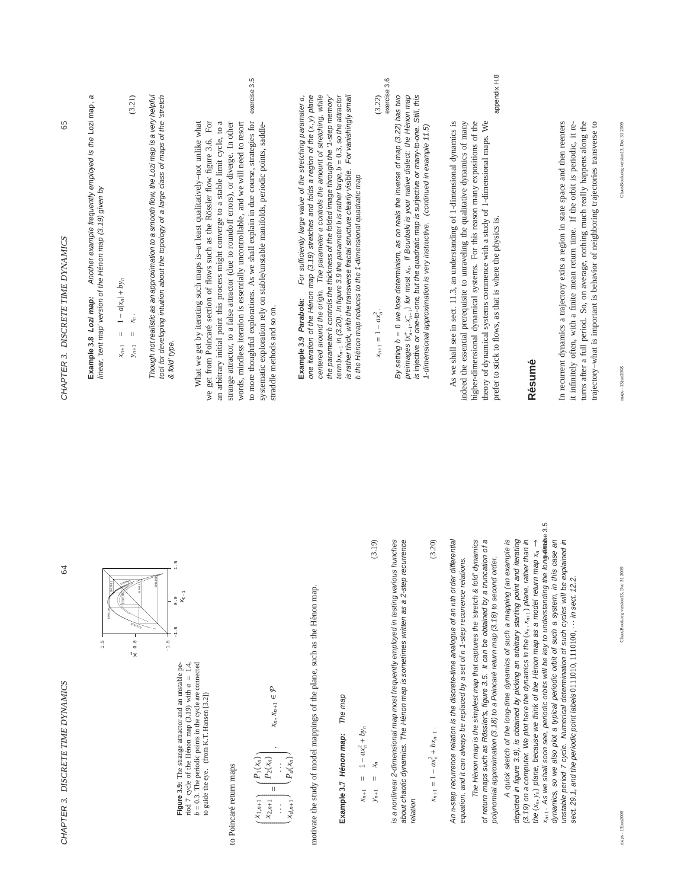Figure 3.9: The strange attractor and an unstable period 7 cycle of the Hénon map (3.19) with $a = 1.4$, $b = 0.3$. The periodic points in the cycle are connected to guide the eye. (from K.T. Hansen [3.2])

to Poincaré return maps

$$\begin{pmatrix} x_{1,n+1} \\ x_{2,n+1} \\ \cdots \\ x_{d,n+1} \end{pmatrix} = \begin{pmatrix} P_1(x_n) \\ P_2(x_n) \\ \cdots \\ P_d(x_n) \end{pmatrix}, \qquad x_n, x_{n+1} \in \mathcal{P}$$

motivate the study of model mappings of the plane, such as the Hénon map.

**Example 3.7** ***Hénon map:*** *The map*

$$\begin{aligned} x_{n+1} &= 1 - a x_n^2 + b y_n \\ y_{n+1} &= x_n \end{aligned} \tag{3.19}$$

*is a nonlinear 2-dimensional map most frequently employed in testing various hunches about chaotic dynamics. The Hénon map is sometimes written as a 2-step recurrence relation*

$$x_{n+1} = 1 - a x_n^2 + b x_{n-1} . \tag{3.20}$$

*An n-step recurrence relation is the discrete-time analogue of an nth order differential equation, and it can always be replaced by a set of n 1-step recurrence relations.*

*The Hénon map is the simplest map that captures the 'stretch & fold' dynamics of return maps such as Rössler's, figure 3.5. It can be obtained by a truncation of a polynomial approximation (3.18) to a Poincaré return map (3.18) to second order.*

*A quick sketch of the long-time dynamics of such a mapping (an example is depicted in figure 3.9), is obtained by picking an arbitrary starting point and iterating (3.19) on a computer. We plot here the dynamics in the $(x_n, x_{n+1})$ plane, rather than in the $(x_n, y_n)$ plane, because we think of the Hénon map as a model return map $x_n \to x_{n+1}$. As we shall soon see, periodic orbits will be key to understanding the long-time dynamics, so we also plot a typical periodic orbit of such a system, in this case an unstable period 7 cycle. Numerical determination of such cycles will be explained in sect. 29.1, and the periodic point labels* 0111010, 1110100, $\cdots$ *in sect. 12.2.*

exercise 3.5

**Example 3.8** ***Lozi map:*** *Another example frequently employed is the* Lozi map, *a linear, 'tent map' version of the Hénon map (3.19) given by*

$$\begin{aligned} x_{n+1} &= 1 - a|x_n| + b y_n \\ y_{n+1} &= x_n . \end{aligned} \tag{3.21}$$

*Though not realistic as an approximation to a smooth flow, the Lozi map is a very helpful tool for developing intuition about the topology of a large class of maps of the 'stretch & fold' type.*

What we get by iterating such maps is–at least qualitatively–not unlike what we get from Poincaré section of flows such as the Rössler flow figure 3.6. For an arbitrary initial point this process might converge to a stable limit cycle, to a strange attractor, to a false attractor (due to roundoff errors), or diverge. In other words, mindless iteration is essentially uncontrollable, and we will need to resort to more thoughtful explorations. As we shall explain in due course, strategies for systematic exploration rely on stable/unstable manifolds, periodic points, saddle-straddle methods and so on.

exercise 3.5

**Example 3.9** ***Parabola:*** *For sufficiently large value of the stretching paramater a, one iteration of the Hénon map (3.19) stretches and folds a region of the $(x, y)$ plane centered around the origin. The parameter a controls the amount of stretching, while the parameter b controls the thickness of the folded image through the '1-step memory' term $b x_{n-1}$ in (3.20). In figure 3.9 the parameter b is rather large, $b = 0.3$, so the attractor is rather thick, with the transverse fractal structure clearly visible. For vanishingly small b the Hénon map reduces to the 1-dimensional quadratic map*

$$x_{n+1} = 1 - a x_n^2 . \tag{3.22}$$

exercise 3.6

*By setting $b = 0$ we lose determinism, as on reals the inverse of map (3.22) has two preimages $\{x_{n-1}^+, x_{n-1}^-\}$ for most $x_n$. If Bourbaki is your native dialect: the Hénon map is injective or one-to-one, but the quadratic map is surjective or many-to-one. Still, this 1-dimensional approximation is very instructive. (continued in example 11.5)*

As we shall see in sect. 11.3, an understanding of 1-dimensional dynamics is indeed the essential prerequisite to unraveling the qualitative dynamics of many higher-dimensional dynamical systems. For this reason many expositions of the theory of dynamical systems commence with a study of 1-dimensional maps. We prefer to stick to flows, as that is where the physics is.

appendix H.8

## Résumé

In recurrent dynamics a trajectory exits a region in state space and then reenters it infinitely often, with a finite mean return time. If the orbit is periodic, it returns after a full period. So, on average, nothing much really happens along the trajectory–what is important is behavior of neighboring trajectories transverse to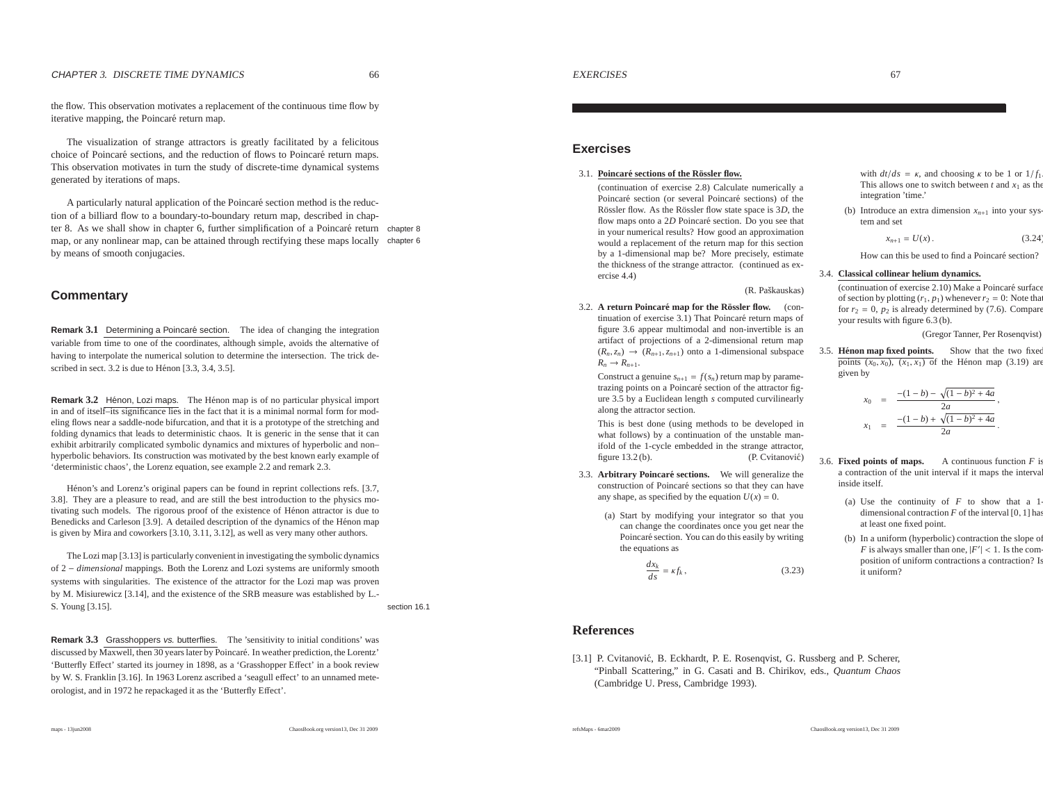the flow. This observation motivates a replacement of the continuous time flow by iterative mapping, the Poincaré return map.

The visualization of strange attractors is greatly facilitated by a felicitous choice of Poincaré sections, and the reduction of flows to Poincaré return maps. This observation motivates in turn the study of discrete-time dynamical systems generated by iterations of maps.

A particularly natural application of the Poincaré section method is the reduction of a billiard flow to a boundary-to-boundary return map, described in chapter 8. As we shall show in chapter 6, further simplification of a Poincaré return map, or any nonlinear map, can be attained through rectifying these maps locally by means of smooth conjugacies.

chapter 8
chapter 6

## Commentary

**Remark 3.1** Determining a Poincaré section. The idea of changing the integration variable from time to one of the coordinates, although simple, avoids the alternative of having to interpolate the numerical solution to determine the intersection. The trick described in sect. 3.2 is due to Hénon [3.3, 3.4, 3.5].

**Remark 3.2** Hénon, Lozi maps. The Hénon map is of no particular physical import in and of itself–its significance lies in the fact that it is a minimal normal form for modeling flows near a saddle-node bifurcation, and that it is a prototype of the stretching and folding dynamics that leads to deterministic chaos. It is generic in the sense that it can exhibit arbitrarily complicated symbolic dynamics and mixtures of hyperbolic and non–hyperbolic behaviors. Its construction was motivated by the best known early example of 'deterministic chaos', the Lorenz equation, see example 2.2 and remark 2.3.

Hénon's and Lorenz's original papers can be found in reprint collections refs. [3.7, 3.8]. They are a pleasure to read, and are still the best introduction to the physics motivating such models. The rigorous proof of the existence of Hénon attractor is due to Benedicks and Carleson [3.9]. A detailed description of the dynamics of the Hénon map is given by Mira and coworkers [3.10, 3.11, 3.12], as well as very many other authors.

The Lozi map [3.13] is particularly convenient in investigating the symbolic dynamics of 2 − *dimensional* mappings. Both the Lorenz and Lozi systems are uniformly smooth systems with singularities. The existence of the attractor for the Lozi map was proven by M. Misiurewicz [3.14], and the existence of the SRB measure was established by L.-S. Young [3.15].

section 16.1

**Remark 3.3** Grasshoppers *vs.* butterflies. The 'sensitivity to initial conditions' was discussed by Maxwell, then 30 years later by Poincaré. In weather prediction, the Lorentz' 'Butterfly Effect' started its journey in 1898, as a 'Grasshopper Effect' in a book review by W. S. Franklin [3.16]. In 1963 Lorenz ascribed a 'seagull effect' to an unnamed meteorologist, and in 1972 he repackaged it as the 'Butterfly Effect'.

## Exercises

3.1. **Poincaré sections of the Rössler flow.** (continuation of exercise 2.8) Calculate numerically a Poincaré section (or several Poincaré sections) of the Rössler flow. As the Rössler flow state space is $3D$, the flow maps onto a $2D$ Poincaré section. Do you see that in your numerical results? How good an approximation would a replacement of the return map for this section by a 1-dimensional map be? More precisely, estimate the thickness of the strange attractor. (continued as exercise 4.4)

(R. Paškauskas)

3.2. **A return Poincaré map for the Rössler flow.** (continuation of exercise 3.1) That Poincaré return maps of figure 3.6 appear multimodal and non-invertible is an artifact of projections of a 2-dimensional return map $(R_n, z_n) \to (R_{n+1}, z_{n+1})$ onto a 1-dimensional subspace $R_n \to R_{n+1}$.

Construct a genuine $s_{n+1} = f(s_n)$ return map by parametrazing points on a Poincaré section of the attractor figure 3.5 by a Euclidean length $s$ computed curvilinearly along the attractor section.

This is best done (using methods to be developed in what follows) by a continuation of the unstable manifold of the 1-cycle embedded in the strange attractor, figure 13.2 (b). (P. Cvitanović)

3.3. **Arbitrary Poincaré sections.** We will generalize the construction of Poincaré sections so that they can have any shape, as specified by the equation $U(x) = 0$.

(a) Start by modifying your integrator so that you can change the coordinates once you get near the Poincaré section. You can do this easily by writing the equations as

$$\frac{dx_k}{ds} = \kappa f_k \,, \qquad (3.23)$$

with $dt/ds = \kappa$, and choosing $\kappa$ to be 1 or $1/f_1$. This allows one to switch between $t$ and $x_1$ as the integration 'time.'

(b) Introduce an extra dimension $x_{n+1}$ into your system and set

$$x_{n+1} = U(x) \,. \qquad (3.24)$$

How can this be used to find a Poincaré section?

3.4. **Classical collinear helium dynamics.** (continuation of exercise 2.10) Make a Poincaré surface of section by plotting $(r_1, p_1)$ whenever $r_2 = 0$: Note that for $r_2 = 0$, $p_2$ is already determined by (7.6). Compare your results with figure 6.3 (b).

(Gregor Tanner, Per Rosenqvist)

3.5. **Hénon map fixed points.** Show that the two fixed points $(x_0, x_0)$, $(x_1, x_1)$ of the Hénon map (3.19) are given by

$$x_0 = \frac{-(1-b) - \sqrt{(1-b)^2 + 4a}}{2a} \,,$$
$$x_1 = \frac{-(1-b) + \sqrt{(1-b)^2 + 4a}}{2a} \,.$$

3.6. **Fixed points of maps.** A continuous function $F$ is a contraction of the unit interval if it maps the interval inside itself.

(a) Use the continuity of $F$ to show that a 1-dimensional contraction $F$ of the interval $[0, 1]$ has at least one fixed point.

(b) In a uniform (hyperbolic) contraction the slope of $F$ is always smaller than one, $|F'| < 1$. Is the composition of uniform contractions a contraction? Is it uniform?

## References

[3.1] P. Cvitanović, B. Eckhardt, P. E. Rosenqvist, G. Russberg and P. Scherer, "Pinball Scattering," in G. Casati and B. Chirikov, eds., *Quantum Chaos* (Cambridge U. Press, Cambridge 1993).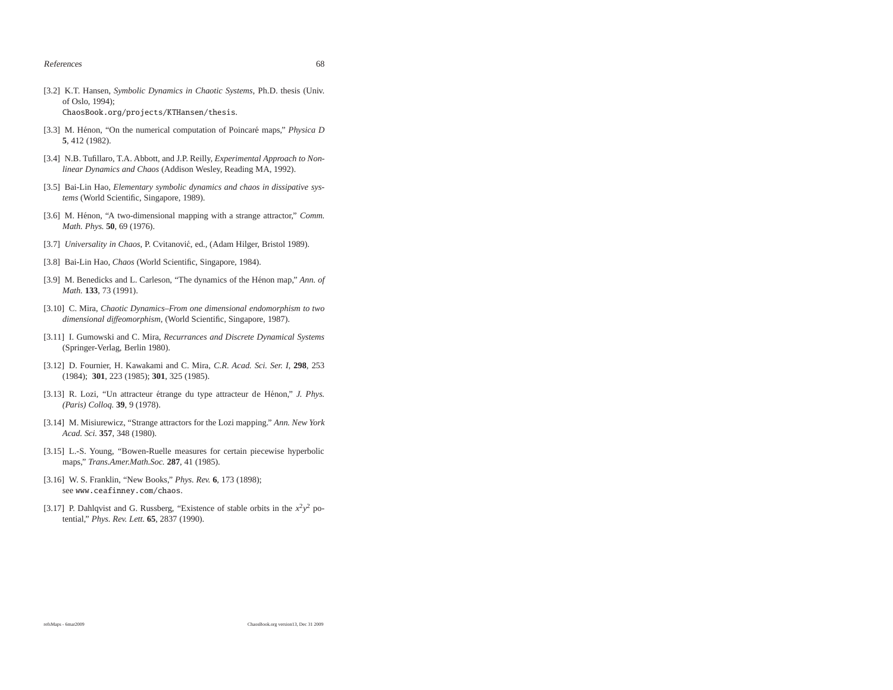[3.2] K.T. Hansen, *Symbolic Dynamics in Chaotic Systems*, Ph.D. thesis (Univ. of Oslo, 1994); ChaosBook.org/projects/KTHansen/thesis.

[3.3] M. Hénon, "On the numerical computation of Poincaré maps," *Physica D* **5**, 412 (1982).

[3.4] N.B. Tufillaro, T.A. Abbott, and J.P. Reilly, *Experimental Approach to Nonlinear Dynamics and Chaos* (Addison Wesley, Reading MA, 1992).

[3.5] Bai-Lin Hao, *Elementary symbolic dynamics and chaos in dissipative systems* (World Scientific, Singapore, 1989).

[3.6] M. Hénon, "A two-dimensional mapping with a strange attractor," *Comm. Math. Phys.* **50**, 69 (1976).

[3.7] *Universality in Chaos*, P. Cvitanović, ed., (Adam Hilger, Bristol 1989).

[3.8] Bai-Lin Hao, *Chaos* (World Scientific, Singapore, 1984).

[3.9] M. Benedicks and L. Carleson, "The dynamics of the Hénon map," *Ann. of Math.* **133**, 73 (1991).

[3.10] C. Mira, *Chaotic Dynamics–From one dimensional endomorphism to two dimensional diffeomorphism*, (World Scientific, Singapore, 1987).

[3.11] I. Gumowski and C. Mira, *Recurrances and Discrete Dynamical Systems* (Springer-Verlag, Berlin 1980).

[3.12] D. Fournier, H. Kawakami and C. Mira, *C.R. Acad. Sci. Ser. I*, **298**, 253 (1984); **301**, 223 (1985); **301**, 325 (1985).

[3.13] R. Lozi, "Un attracteur étrange du type attracteur de Hénon," *J. Phys. (Paris) Colloq.* **39**, 9 (1978).

[3.14] M. Misiurewicz, "Strange attractors for the Lozi mapping." *Ann. New York Acad. Sci.* **357**, 348 (1980).

[3.15] L.-S. Young, "Bowen-Ruelle measures for certain piecewise hyperbolic maps," *Trans.Amer.Math.Soc.* **287**, 41 (1985).

[3.16] W. S. Franklin, "New Books," *Phys. Rev.* **6**, 173 (1898); see www.ceafinney.com/chaos.

[3.17] P. Dahlqvist and G. Russberg, "Existence of stable orbits in the $x^2y^2$ potential," *Phys. Rev. Lett.* **65**, 2837 (1990).